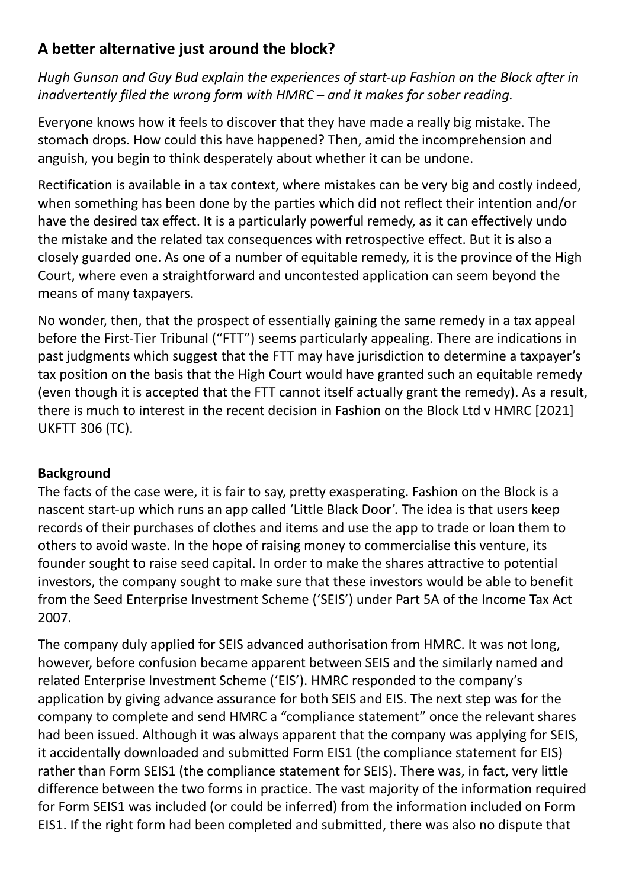## A better alternative just around the block?

*Hugh Gunson and Guy Bud explain the experiences of start-up Fashion on the Block after in inadvertently filed the wrong form with HMRC – and it makes for sober reading.*

Everyone knows how it feels to discover that they have made a really big mistake. The stomach drops. How could this have happened? Then, amid the incomprehension and anguish, you begin to think desperately about whether it can be undone.

Rectification is available in a tax context, where mistakes can be very big and costly indeed, when something has been done by the parties which did not reflect their intention and/or have the desired tax effect. It is a particularly powerful remedy, as it can effectively undo the mistake and the related tax consequences with retrospective effect. But it is also a closely guarded one. As one of a number of equitable remedy, it is the province of the High Court, where even a straightforward and uncontested application can seem beyond the means of many taxpayers.

No wonder, then, that the prospect of essentially gaining the same remedy in a tax appeal before the First-Tier Tribunal ("FTT") seems particularly appealing. There are indications in past judgments which suggest that the FTT may have jurisdiction to determine a taxpayer's tax position on the basis that the High Court would have granted such an equitable remedy (even though it is accepted that the FTT cannot itself actually grant the remedy). As a result, there is much to interest in the recent decision in Fashion on the Block Ltd v HMRC [2021] UKFTT 306 (TC).

**Background**

The facts of the case were, it is fair to say, pretty exasperating. Fashion on the Block is a nascent start-up which runs an app called 'Little Black Door'. The idea is that users keep records of their purchases of clothes and items and use the app to trade or loan them to others to avoid waste. In the hope of raising money to commercialise this venture, its founder sought to raise seed capital. In order to make the shares attractive to potential investors, the company sought to make sure that these investors would be able to benefit from the Seed Enterprise Investment Scheme ('SEIS') under Part 5A of the Income Tax Act 2007.

The company duly applied for SEIS advanced authorisation from HMRC. It was not long, however, before confusion became apparent between SEIS and the similarly named and related Enterprise Investment Scheme ('EIS'). HMRC responded to the company's application by giving advance assurance for both SEIS and EIS. The next step was for the company to complete and send HMRC a "compliance statement" once the relevant shares had been issued. Although it was always apparent that the company was applying for SEIS, it accidentally downloaded and submitted Form EIS1 (the compliance statement for EIS) rather than Form SEIS1 (the compliance statement for SEIS). There was, in fact, very little difference between the two forms in practice. The vast majority of the information required for Form SEIS1 was included (or could be inferred) from the information included on Form EIS1. If the right form had been completed and submitted, there was also no dispute that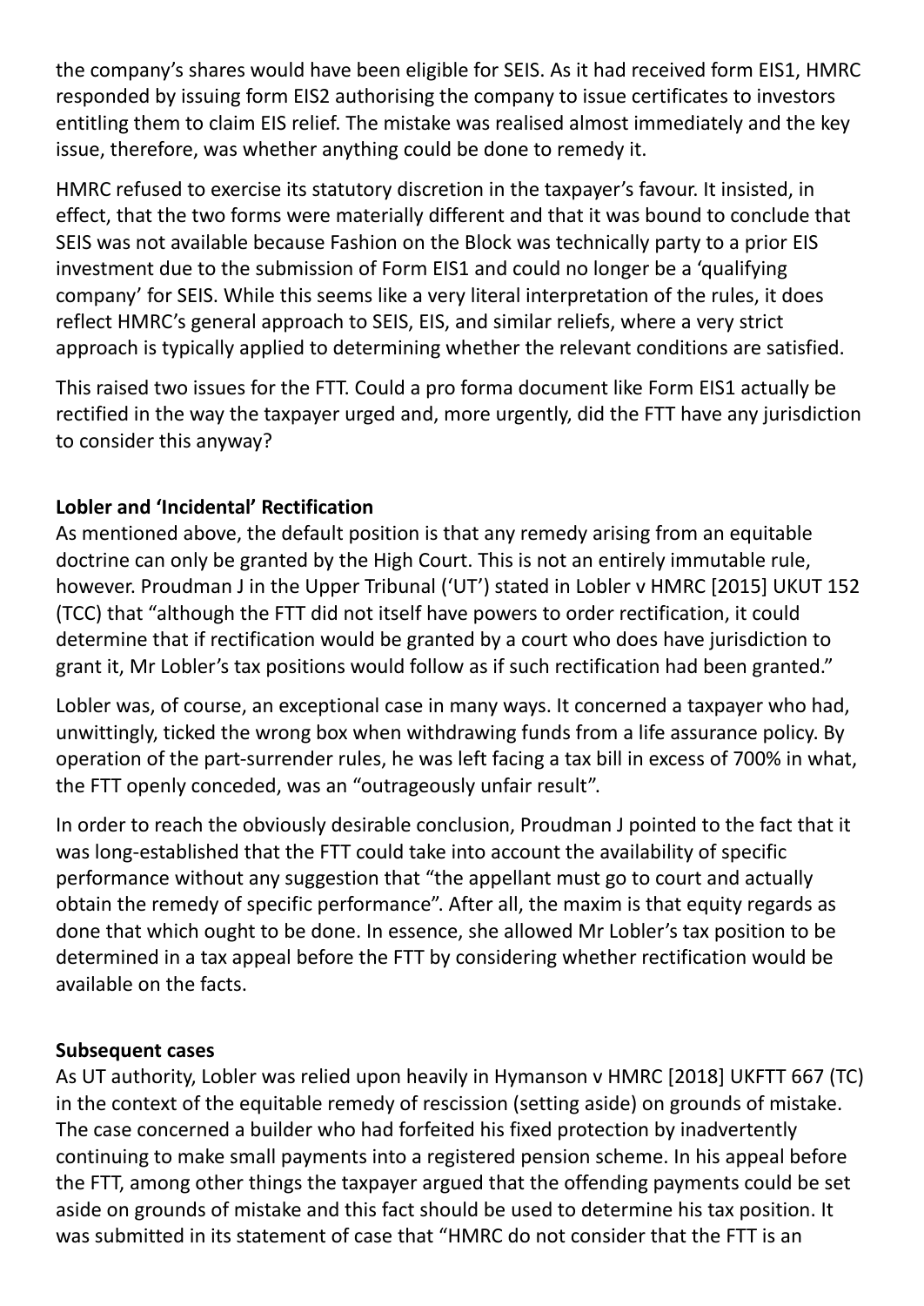the company's shares would have been eligible for SEIS. As it had received form EIS1, HMRC responded by issuing form EIS2 authorising the company to issue certificates to investors entitling them to claim EIS relief. The mistake was realised almost immediately and the key issue, therefore, was whether anything could be done to remedy it.

HMRC refused to exercise its statutory discretion in the taxpayer's favour. It insisted, in effect, that the two forms were materially different and that it was bound to conclude that SEIS was not available because Fashion on the Block was technically party to a prior EIS investment due to the submission of Form EIS1 and could no longer be a 'qualifying company' for SEIS. While this seems like a very literal interpretation of the rules, it does reflect HMRC's general approach to SEIS, EIS, and similar reliefs, where a very strict approach is typically applied to determining whether the relevant conditions are satisfied.

This raised two issues for the FTT. Could a pro forma document like Form EIS1 actually be rectified in the way the taxpayer urged and, more urgently, did the FTT have any jurisdiction to consider this anyway?

**Lobler and 'Incidental' Rectification**

As mentioned above, the default position is that any remedy arising from an equitable doctrine can only be granted by the High Court. This is not an entirely immutable rule, however. Proudman J in the Upper Tribunal ('UT') stated in Lobler v HMRC [2015] UKUT 152 (TCC) that "although the FTT did not itself have powers to order rectification, it could determine that if rectification would be granted by a court who does have jurisdiction to grant it, Mr Lobler's tax positions would follow as if such rectification had been granted."

Lobler was, of course, an exceptional case in many ways. It concerned a taxpayer who had, unwittingly, ticked the wrong box when withdrawing funds from a life assurance policy. By operation of the part-surrender rules, he was left facing a tax bill in excess of 700% in what, the FTT openly conceded, was an "outrageously unfair result".

In order to reach the obviously desirable conclusion, Proudman J pointed to the fact that it was long-established that the FTT could take into account the availability of specific performance without any suggestion that "the appellant must go to court and actually obtain the remedy of specific performance". After all, the maxim is that equity regards as done that which ought to be done. In essence, she allowed Mr Lobler's tax position to be determined in a tax appeal before the FTT by considering whether rectification would be available on the facts.

**Subsequent cases**

As UT authority, Lobler was relied upon heavily in Hymanson v HMRC [2018] UKFTT 667 (TC) in the context of the equitable remedy of rescission (setting aside) on grounds of mistake. The case concerned a builder who had forfeited his fixed protection by inadvertently continuing to make small payments into a registered pension scheme. In his appeal before the FTT, among other things the taxpayer argued that the offending payments could be set aside on grounds of mistake and this fact should be used to determine his tax position. It was submitted in its statement of case that "HMRC do not consider that the FTT is an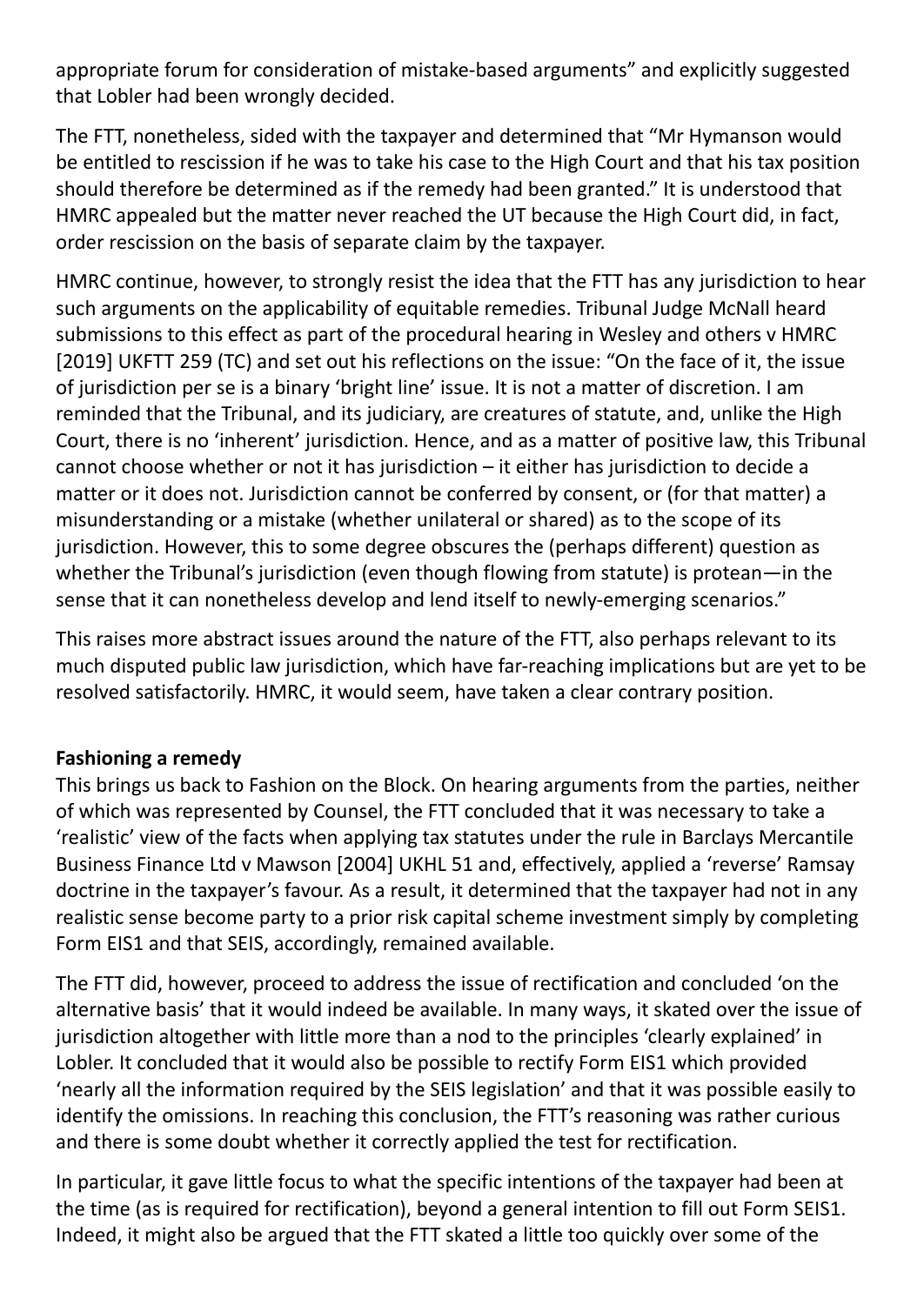appropriate forum for consideration of mistake-based arguments" and explicitly suggested that Lobler had been wrongly decided.

The FTT, nonetheless, sided with the taxpayer and determined that "Mr Hymanson would be entitled to rescission if he was to take his case to the High Court and that his tax position should therefore be determined as if the remedy had been granted." It is understood that HMRC appealed but the matter never reached the UT because the High Court did, in fact, order rescission on the basis of separate claim by the taxpayer.

HMRC continue, however, to strongly resist the idea that the FTT has any jurisdiction to hear such arguments on the applicability of equitable remedies. Tribunal Judge McNall heard submissions to this effect as part of the procedural hearing in Wesley and others v HMRC [2019] UKFTT 259 (TC) and set out his reflections on the issue: "On the face of it, the issue of jurisdiction per se is a binary 'bright line' issue. It is not a matter of discretion. I am reminded that the Tribunal, and its judiciary, are creatures of statute, and, unlike the High Court, there is no 'inherent' jurisdiction. Hence, and as a matter of positive law, this Tribunal cannot choose whether or not it has jurisdiction – it either has jurisdiction to decide a matter or it does not. Jurisdiction cannot be conferred by consent, or (for that matter) a misunderstanding or a mistake (whether unilateral or shared) as to the scope of its jurisdiction. However, this to some degree obscures the (perhaps different) question as whether the Tribunal's jurisdiction (even though flowing from statute) is protean—in the sense that it can nonetheless develop and lend itself to newly-emerging scenarios."

This raises more abstract issues around the nature of the FTT, also perhaps relevant to its much disputed public law jurisdiction, which have far-reaching implications but are yet to be resolved satisfactorily. HMRC, it would seem, have taken a clear contrary position.

**Fashioning a remedy**

This brings us back to Fashion on the Block. On hearing arguments from the parties, neither of which was represented by Counsel, the FTT concluded that it was necessary to take a 'realistic' view of the facts when applying tax statutes under the rule in Barclays Mercantile Business Finance Ltd v Mawson [2004] UKHL 51 and, effectively, applied a 'reverse' Ramsay doctrine in the taxpayer's favour. As a result, it determined that the taxpayer had not in any realistic sense become party to a prior risk capital scheme investment simply by completing Form EIS1 and that SEIS, accordingly, remained available.

The FTT did, however, proceed to address the issue of rectification and concluded 'on the alternative basis' that it would indeed be available. In many ways, it skated over the issue of jurisdiction altogether with little more than a nod to the principles 'clearly explained' in Lobler. It concluded that it would also be possible to rectify Form EIS1 which provided 'nearly all the information required by the SEIS legislation' and that it was possible easily to identify the omissions. In reaching this conclusion, the FTT's reasoning was rather curious and there is some doubt whether it correctly applied the test for rectification.

In particular, it gave little focus to what the specific intentions of the taxpayer had been at the time (as is required for rectification), beyond a general intention to fill out Form SEIS1. Indeed, it might also be argued that the FTT skated a little too quickly over some of the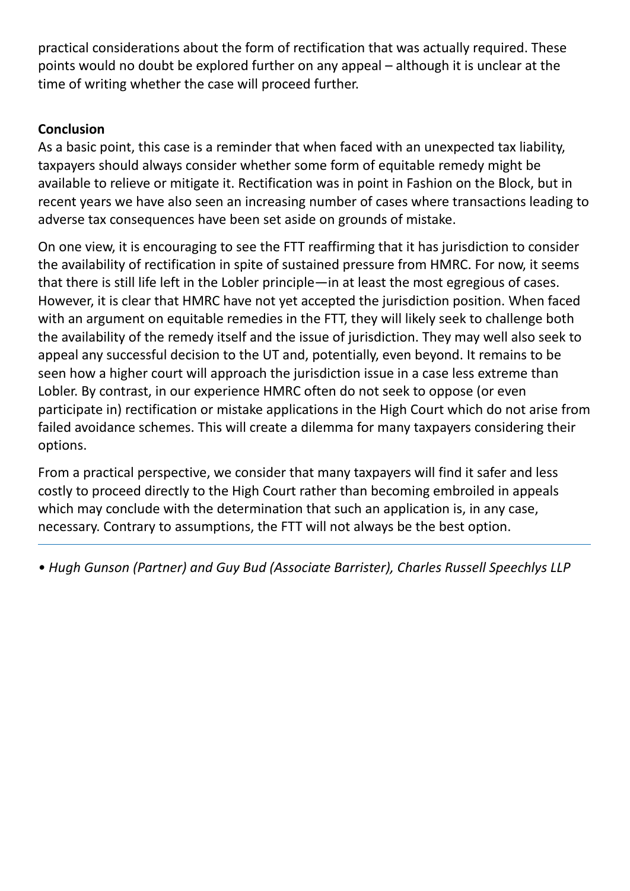practical considerations about the form of rectification that was actually required. These points would no doubt be explored further on any appeal – although it is unclear at the time of writing whether the case will proceed further.

**Conclusion**

As a basic point, this case is a reminder that when faced with an unexpected tax liability, taxpayers should always consider whether some form of equitable remedy might be available to relieve or mitigate it. Rectification was in point in Fashion on the Block, but in recent years we have also seen an increasing number of cases where transactions leading to adverse tax consequences have been set aside on grounds of mistake.

On one view, it is encouraging to see the FTT reaffirming that it has jurisdiction to consider the availability of rectification in spite of sustained pressure from HMRC. For now, it seems that there is still life left in the Lobler principle—in at least the most egregious of cases. However, it is clear that HMRC have not yet accepted the jurisdiction position. When faced with an argument on equitable remedies in the FTT, they will likely seek to challenge both the availability of the remedy itself and the issue of jurisdiction. They may well also seek to appeal any successful decision to the UT and, potentially, even beyond. It remains to be seen how a higher court will approach the jurisdiction issue in a case less extreme than Lobler. By contrast, in our experience HMRC often do not seek to oppose (or even participate in) rectification or mistake applications in the High Court which do not arise from failed avoidance schemes. This will create a dilemma for many taxpayers considering their options.

From a practical perspective, we consider that many taxpayers will find it safer and less costly to proceed directly to the High Court rather than becoming embroiled in appeals which may conclude with the determination that such an application is, in any case, necessary. Contrary to assumptions, the FTT will not always be the best option.

---

• *Hugh Gunson (Partner) and Guy Bud (Associate Barrister), Charles Russell Speechlys LLP*